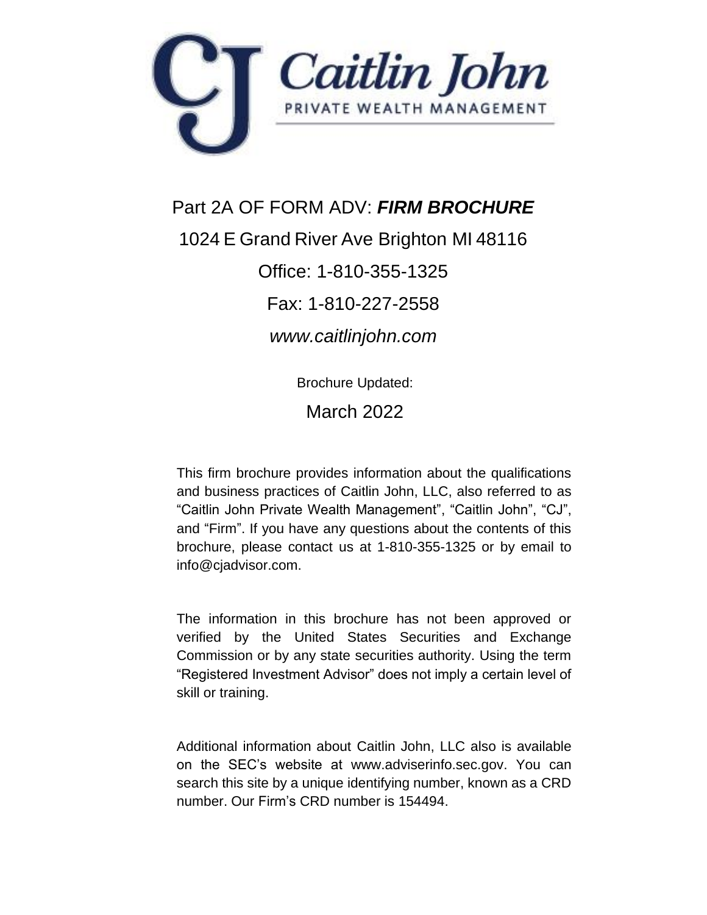# Caitlin John

PRIVATE WEALTH MANAGEMENT

Part 2A OF FORM ADV: ***FIRM BROCHURE***

1024 E Grand River Ave Brighton MI 48116

Office: 1-810-355-1325

Fax: 1-810-227-2558

*www.caitlinjohn.com*

Brochure Updated:

March 2022

This firm brochure provides information about the qualifications and business practices of Caitlin John, LLC, also referred to as "Caitlin John Private Wealth Management", "Caitlin John", "CJ", and "Firm". If you have any questions about the contents of this brochure, please contact us at 1-810-355-1325 or by email to info@cjadvisor.com.

The information in this brochure has not been approved or verified by the United States Securities and Exchange Commission or by any state securities authority. Using the term "Registered Investment Advisor" does not imply a certain level of skill or training.

Additional information about Caitlin John, LLC also is available on the SEC's website at www.adviserinfo.sec.gov. You can search this site by a unique identifying number, known as a CRD number. Our Firm's CRD number is 154494.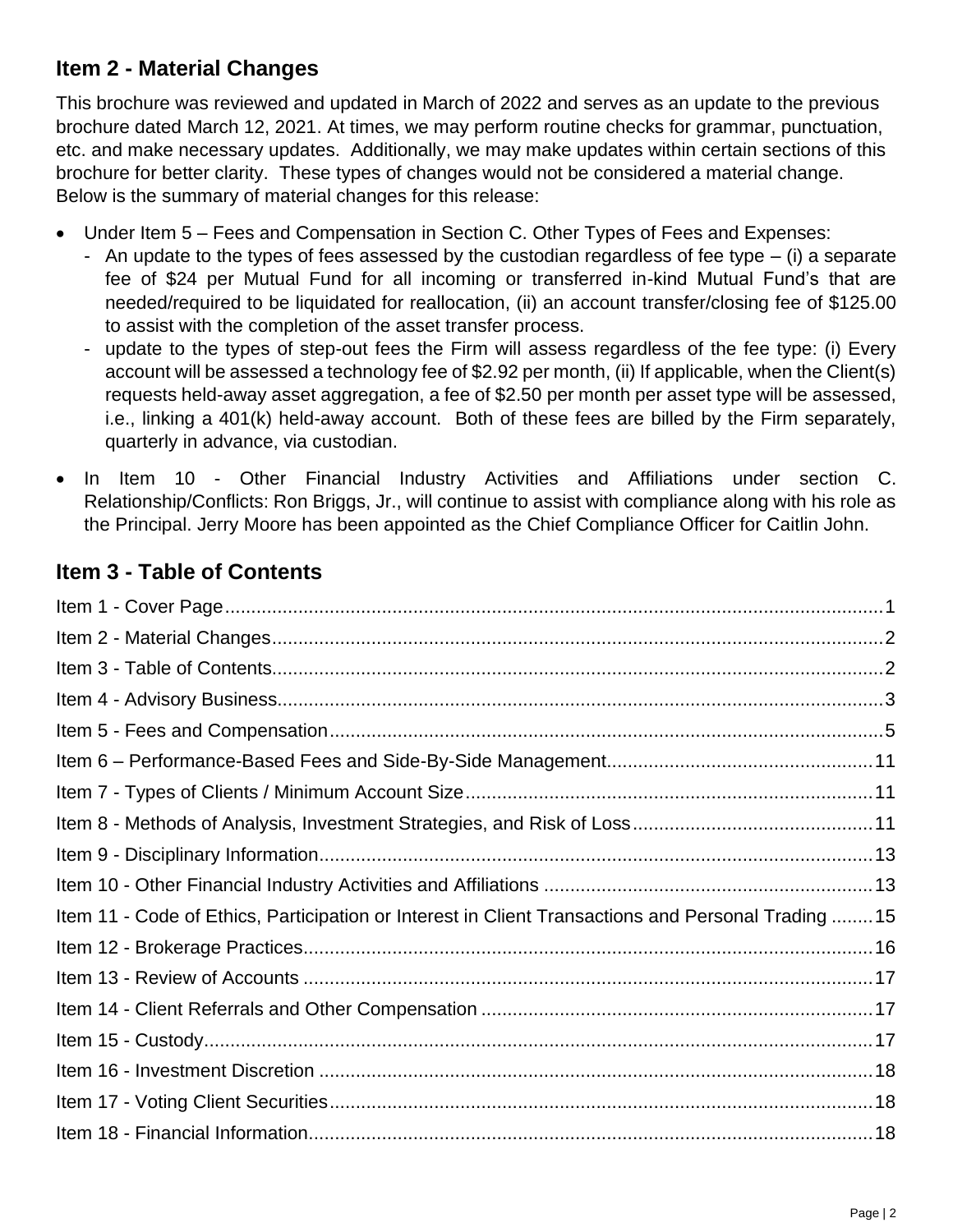## Item 2 - Material Changes

This brochure was reviewed and updated in March of 2022 and serves as an update to the previous brochure dated March 12, 2021. At times, we may perform routine checks for grammar, punctuation, etc. and make necessary updates. Additionally, we may make updates within certain sections of this brochure for better clarity. These types of changes would not be considered a material change. Below is the summary of material changes for this release:

- Under Item 5 – Fees and Compensation in Section C. Other Types of Fees and Expenses:
  - An update to the types of fees assessed by the custodian regardless of fee type – (i) a separate fee of $24 per Mutual Fund for all incoming or transferred in-kind Mutual Fund's that are needed/required to be liquidated for reallocation, (ii) an account transfer/closing fee of $125.00 to assist with the completion of the asset transfer process.
  - update to the types of step-out fees the Firm will assess regardless of the fee type: (i) Every account will be assessed a technology fee of $2.92 per month, (ii) If applicable, when the Client(s) requests held-away asset aggregation, a fee of $2.50 per month per asset type will be assessed, i.e., linking a 401(k) held-away account. Both of these fees are billed by the Firm separately, quarterly in advance, via custodian.
- In Item 10 - Other Financial Industry Activities and Affiliations under section C. Relationship/Conflicts: Ron Briggs, Jr., will continue to assist with compliance along with his role as the Principal. Jerry Moore has been appointed as the Chief Compliance Officer for Caitlin John.

## Item 3 - Table of Contents

| | |
|---|---|
| Item 1 - Cover Page | 1 |
| Item 2 - Material Changes | 2 |
| Item 3 - Table of Contents | 2 |
| Item 4 - Advisory Business | 3 |
| Item 5 - Fees and Compensation | 5 |
| Item 6 – Performance-Based Fees and Side-By-Side Management | 11 |
| Item 7 - Types of Clients / Minimum Account Size | 11 |
| Item 8 - Methods of Analysis, Investment Strategies, and Risk of Loss | 11 |
| Item 9 - Disciplinary Information | 13 |
| Item 10 - Other Financial Industry Activities and Affiliations | 13 |
| Item 11 - Code of Ethics, Participation or Interest in Client Transactions and Personal Trading | 15 |
| Item 12 - Brokerage Practices | 16 |
| Item 13 - Review of Accounts | 17 |
| Item 14 - Client Referrals and Other Compensation | 17 |
| Item 15 - Custody | 17 |
| Item 16 - Investment Discretion | 18 |
| Item 17 - Voting Client Securities | 18 |
| Item 18 - Financial Information | 18 |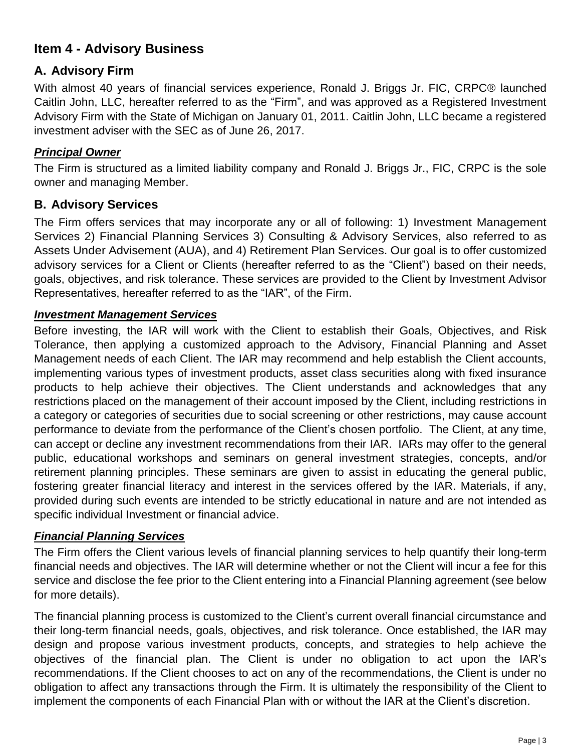## Item 4 - Advisory Business

### A. Advisory Firm

With almost 40 years of financial services experience, Ronald J. Briggs Jr. FIC, CRPC® launched Caitlin John, LLC, hereafter referred to as the "Firm", and was approved as a Registered Investment Advisory Firm with the State of Michigan on January 01, 2011. Caitlin John, LLC became a registered investment adviser with the SEC as of June 26, 2017.

***Principal Owner***

The Firm is structured as a limited liability company and Ronald J. Briggs Jr., FIC, CRPC is the sole owner and managing Member.

### B. Advisory Services

The Firm offers services that may incorporate any or all of following: 1) Investment Management Services 2) Financial Planning Services 3) Consulting & Advisory Services, also referred to as Assets Under Advisement (AUA), and 4) Retirement Plan Services. Our goal is to offer customized advisory services for a Client or Clients (hereafter referred to as the "Client") based on their needs, goals, objectives, and risk tolerance. These services are provided to the Client by Investment Advisor Representatives, hereafter referred to as the "IAR", of the Firm.

***Investment Management Services***

Before investing, the IAR will work with the Client to establish their Goals, Objectives, and Risk Tolerance, then applying a customized approach to the Advisory, Financial Planning and Asset Management needs of each Client. The IAR may recommend and help establish the Client accounts, implementing various types of investment products, asset class securities along with fixed insurance products to help achieve their objectives. The Client understands and acknowledges that any restrictions placed on the management of their account imposed by the Client, including restrictions in a category or categories of securities due to social screening or other restrictions, may cause account performance to deviate from the performance of the Client's chosen portfolio. The Client, at any time, can accept or decline any investment recommendations from their IAR. IARs may offer to the general public, educational workshops and seminars on general investment strategies, concepts, and/or retirement planning principles. These seminars are given to assist in educating the general public, fostering greater financial literacy and interest in the services offered by the IAR. Materials, if any, provided during such events are intended to be strictly educational in nature and are not intended as specific individual Investment or financial advice.

***Financial Planning Services***

The Firm offers the Client various levels of financial planning services to help quantify their long-term financial needs and objectives. The IAR will determine whether or not the Client will incur a fee for this service and disclose the fee prior to the Client entering into a Financial Planning agreement (see below for more details).

The financial planning process is customized to the Client's current overall financial circumstance and their long-term financial needs, goals, objectives, and risk tolerance. Once established, the IAR may design and propose various investment products, concepts, and strategies to help achieve the objectives of the financial plan. The Client is under no obligation to act upon the IAR's recommendations. If the Client chooses to act on any of the recommendations, the Client is under no obligation to affect any transactions through the Firm. It is ultimately the responsibility of the Client to implement the components of each Financial Plan with or without the IAR at the Client's discretion.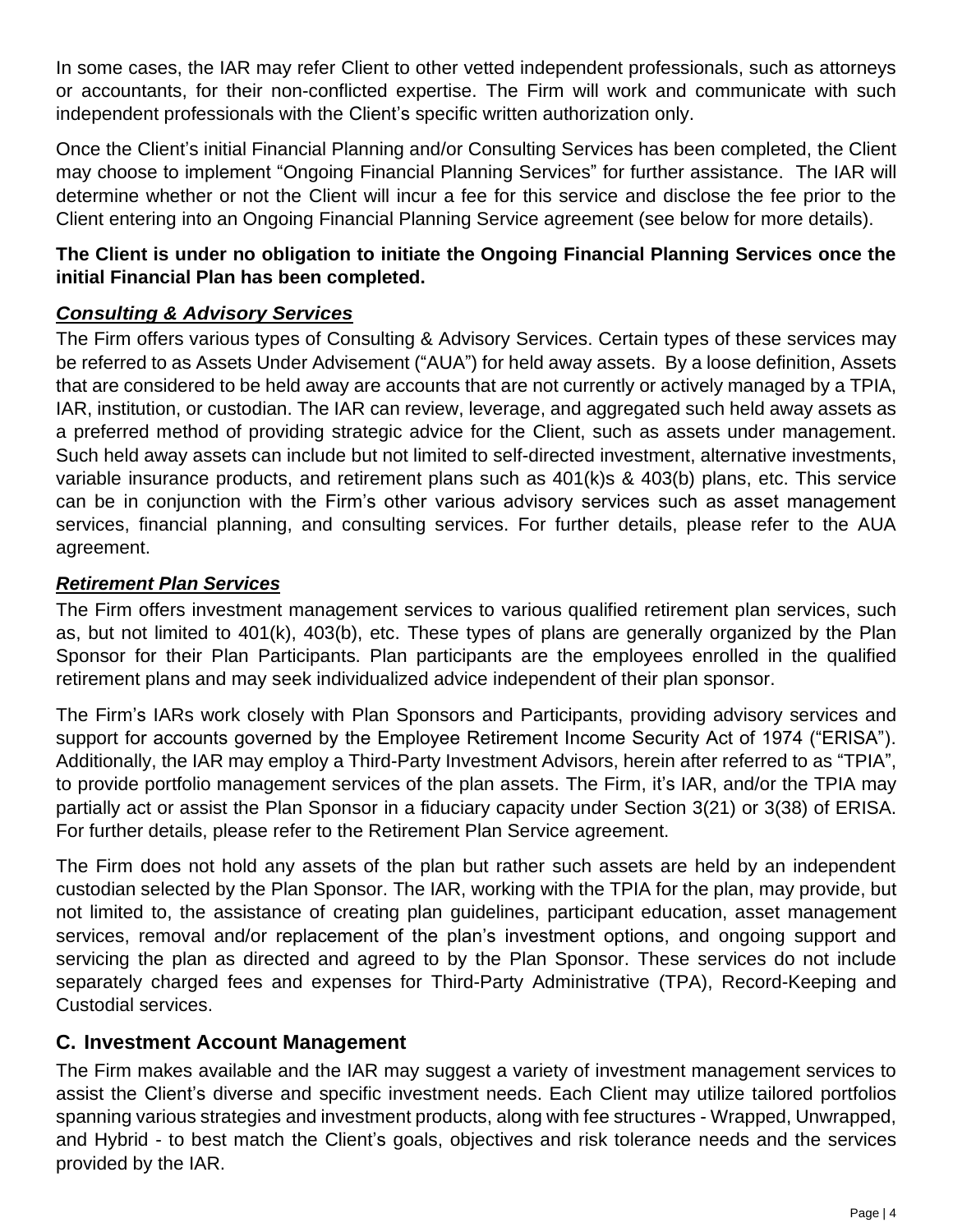In some cases, the IAR may refer Client to other vetted independent professionals, such as attorneys or accountants, for their non-conflicted expertise. The Firm will work and communicate with such independent professionals with the Client's specific written authorization only.

Once the Client's initial Financial Planning and/or Consulting Services has been completed, the Client may choose to implement "Ongoing Financial Planning Services" for further assistance. The IAR will determine whether or not the Client will incur a fee for this service and disclose the fee prior to the Client entering into an Ongoing Financial Planning Service agreement (see below for more details).

**The Client is under no obligation to initiate the Ongoing Financial Planning Services once the initial Financial Plan has been completed.**

### ***Consulting & Advisory Services***

The Firm offers various types of Consulting & Advisory Services. Certain types of these services may be referred to as Assets Under Advisement ("AUA") for held away assets. By a loose definition, Assets that are considered to be held away are accounts that are not currently or actively managed by a TPIA, IAR, institution, or custodian. The IAR can review, leverage, and aggregated such held away assets as a preferred method of providing strategic advice for the Client, such as assets under management. Such held away assets can include but not limited to self-directed investment, alternative investments, variable insurance products, and retirement plans such as 401(k)s & 403(b) plans, etc. This service can be in conjunction with the Firm's other various advisory services such as asset management services, financial planning, and consulting services. For further details, please refer to the AUA agreement.

### ***Retirement Plan Services***

The Firm offers investment management services to various qualified retirement plan services, such as, but not limited to 401(k), 403(b), etc. These types of plans are generally organized by the Plan Sponsor for their Plan Participants. Plan participants are the employees enrolled in the qualified retirement plans and may seek individualized advice independent of their plan sponsor.

The Firm's IARs work closely with Plan Sponsors and Participants, providing advisory services and support for accounts governed by the Employee Retirement Income Security Act of 1974 ("ERISA"). Additionally, the IAR may employ a Third-Party Investment Advisors, herein after referred to as "TPIA", to provide portfolio management services of the plan assets. The Firm, it's IAR, and/or the TPIA may partially act or assist the Plan Sponsor in a fiduciary capacity under Section 3(21) or 3(38) of ERISA. For further details, please refer to the Retirement Plan Service agreement.

The Firm does not hold any assets of the plan but rather such assets are held by an independent custodian selected by the Plan Sponsor. The IAR, working with the TPIA for the plan, may provide, but not limited to, the assistance of creating plan guidelines, participant education, asset management services, removal and/or replacement of the plan's investment options, and ongoing support and servicing the plan as directed and agreed to by the Plan Sponsor. These services do not include separately charged fees and expenses for Third-Party Administrative (TPA), Record-Keeping and Custodial services.

## C. Investment Account Management

The Firm makes available and the IAR may suggest a variety of investment management services to assist the Client's diverse and specific investment needs. Each Client may utilize tailored portfolios spanning various strategies and investment products, along with fee structures - Wrapped, Unwrapped, and Hybrid - to best match the Client's goals, objectives and risk tolerance needs and the services provided by the IAR.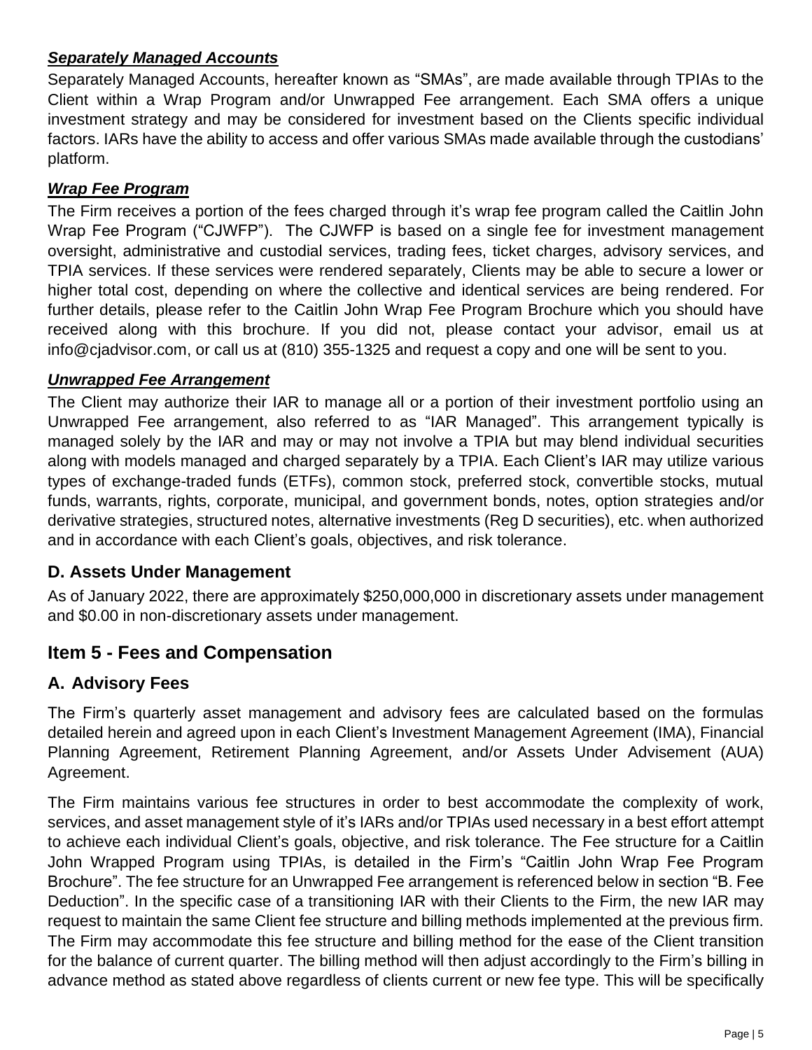***Separately Managed Accounts***

Separately Managed Accounts, hereafter known as "SMAs", are made available through TPIAs to the Client within a Wrap Program and/or Unwrapped Fee arrangement. Each SMA offers a unique investment strategy and may be considered for investment based on the Clients specific individual factors. IARs have the ability to access and offer various SMAs made available through the custodians' platform.

***Wrap Fee Program***

The Firm receives a portion of the fees charged through it's wrap fee program called the Caitlin John Wrap Fee Program ("CJWFP"). The CJWFP is based on a single fee for investment management oversight, administrative and custodial services, trading fees, ticket charges, advisory services, and TPIA services. If these services were rendered separately, Clients may be able to secure a lower or higher total cost, depending on where the collective and identical services are being rendered. For further details, please refer to the Caitlin John Wrap Fee Program Brochure which you should have received along with this brochure. If you did not, please contact your advisor, email us at info@cjadvisor.com, or call us at (810) 355-1325 and request a copy and one will be sent to you.

***Unwrapped Fee Arrangement***

The Client may authorize their IAR to manage all or a portion of their investment portfolio using an Unwrapped Fee arrangement, also referred to as "IAR Managed". This arrangement typically is managed solely by the IAR and may or may not involve a TPIA but may blend individual securities along with models managed and charged separately by a TPIA. Each Client's IAR may utilize various types of exchange-traded funds (ETFs), common stock, preferred stock, convertible stocks, mutual funds, warrants, rights, corporate, municipal, and government bonds, notes, option strategies and/or derivative strategies, structured notes, alternative investments (Reg D securities), etc. when authorized and in accordance with each Client's goals, objectives, and risk tolerance.

### D. Assets Under Management

As of January 2022, there are approximately $250,000,000 in discretionary assets under management and $0.00 in non-discretionary assets under management.

## Item 5 - Fees and Compensation

### A. Advisory Fees

The Firm's quarterly asset management and advisory fees are calculated based on the formulas detailed herein and agreed upon in each Client's Investment Management Agreement (IMA), Financial Planning Agreement, Retirement Planning Agreement, and/or Assets Under Advisement (AUA) Agreement.

The Firm maintains various fee structures in order to best accommodate the complexity of work, services, and asset management style of it's IARs and/or TPIAs used necessary in a best effort attempt to achieve each individual Client's goals, objective, and risk tolerance. The Fee structure for a Caitlin John Wrapped Program using TPIAs, is detailed in the Firm's "Caitlin John Wrap Fee Program Brochure". The fee structure for an Unwrapped Fee arrangement is referenced below in section "B. Fee Deduction". In the specific case of a transitioning IAR with their Clients to the Firm, the new IAR may request to maintain the same Client fee structure and billing methods implemented at the previous firm. The Firm may accommodate this fee structure and billing method for the ease of the Client transition for the balance of current quarter. The billing method will then adjust accordingly to the Firm's billing in advance method as stated above regardless of clients current or new fee type. This will be specifically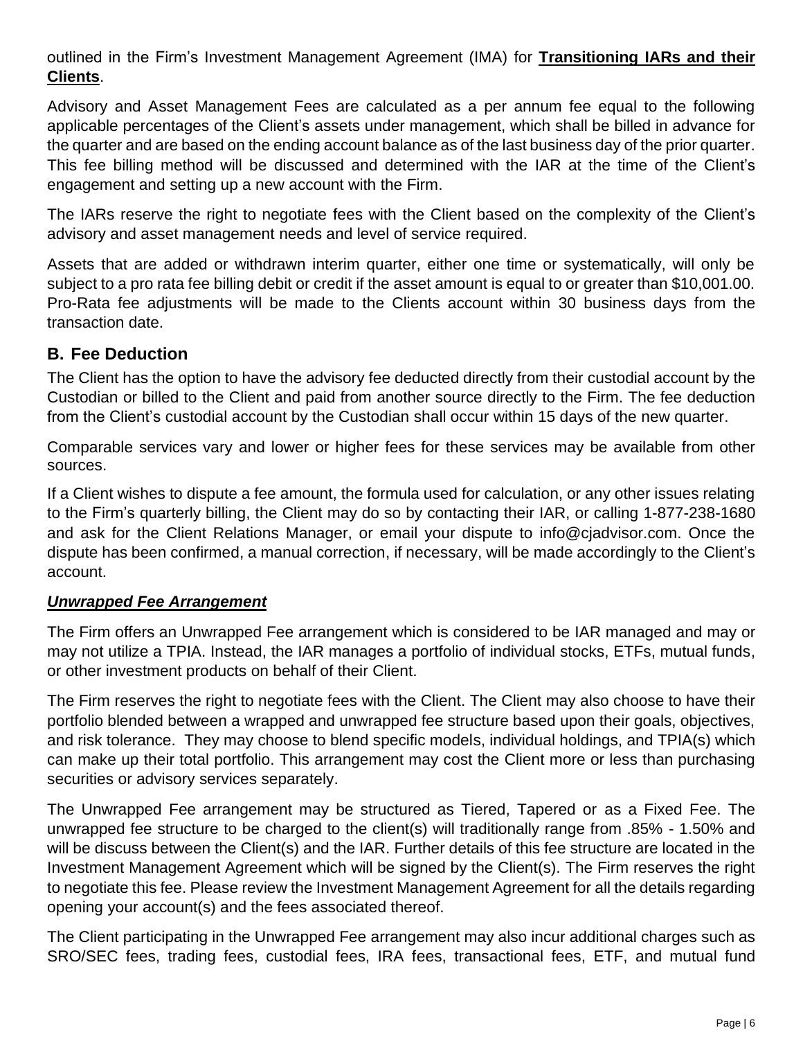outlined in the Firm's Investment Management Agreement (IMA) for **Transitioning IARs and their Clients**.

Advisory and Asset Management Fees are calculated as a per annum fee equal to the following applicable percentages of the Client's assets under management, which shall be billed in advance for the quarter and are based on the ending account balance as of the last business day of the prior quarter. This fee billing method will be discussed and determined with the IAR at the time of the Client's engagement and setting up a new account with the Firm.

The IARs reserve the right to negotiate fees with the Client based on the complexity of the Client's advisory and asset management needs and level of service required.

Assets that are added or withdrawn interim quarter, either one time or systematically, will only be subject to a pro rata fee billing debit or credit if the asset amount is equal to or greater than $10,001.00. Pro-Rata fee adjustments will be made to the Clients account within 30 business days from the transaction date.

## B. Fee Deduction

The Client has the option to have the advisory fee deducted directly from their custodial account by the Custodian or billed to the Client and paid from another source directly to the Firm. The fee deduction from the Client's custodial account by the Custodian shall occur within 15 days of the new quarter.

Comparable services vary and lower or higher fees for these services may be available from other sources.

If a Client wishes to dispute a fee amount, the formula used for calculation, or any other issues relating to the Firm's quarterly billing, the Client may do so by contacting their IAR, or calling 1-877-238-1680 and ask for the Client Relations Manager, or email your dispute to info@cjadvisor.com. Once the dispute has been confirmed, a manual correction, if necessary, will be made accordingly to the Client's account.

***Unwrapped Fee Arrangement***

The Firm offers an Unwrapped Fee arrangement which is considered to be IAR managed and may or may not utilize a TPIA. Instead, the IAR manages a portfolio of individual stocks, ETFs, mutual funds, or other investment products on behalf of their Client.

The Firm reserves the right to negotiate fees with the Client. The Client may also choose to have their portfolio blended between a wrapped and unwrapped fee structure based upon their goals, objectives, and risk tolerance. They may choose to blend specific models, individual holdings, and TPIA(s) which can make up their total portfolio. This arrangement may cost the Client more or less than purchasing securities or advisory services separately.

The Unwrapped Fee arrangement may be structured as Tiered, Tapered or as a Fixed Fee. The unwrapped fee structure to be charged to the client(s) will traditionally range from .85% - 1.50% and will be discuss between the Client(s) and the IAR. Further details of this fee structure are located in the Investment Management Agreement which will be signed by the Client(s). The Firm reserves the right to negotiate this fee. Please review the Investment Management Agreement for all the details regarding opening your account(s) and the fees associated thereof.

The Client participating in the Unwrapped Fee arrangement may also incur additional charges such as SRO/SEC fees, trading fees, custodial fees, IRA fees, transactional fees, ETF, and mutual fund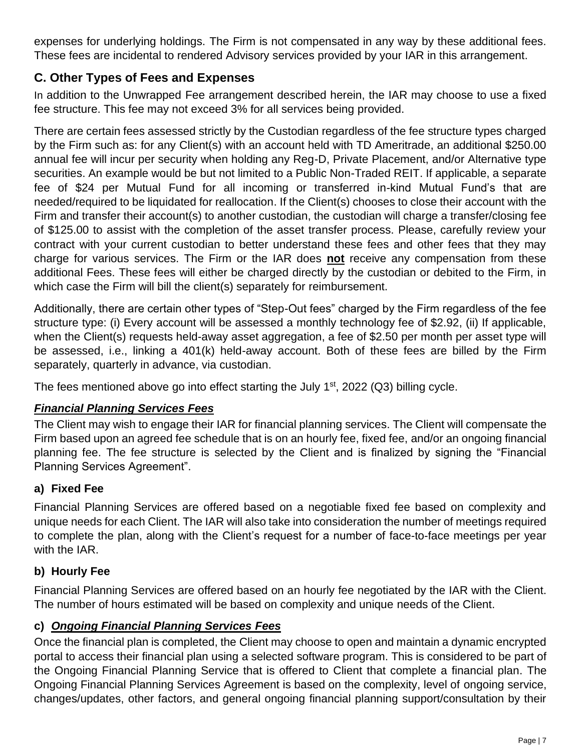expenses for underlying holdings. The Firm is not compensated in any way by these additional fees. These fees are incidental to rendered Advisory services provided by your IAR in this arrangement.

## C. Other Types of Fees and Expenses

In addition to the Unwrapped Fee arrangement described herein, the IAR may choose to use a fixed fee structure. This fee may not exceed 3% for all services being provided.

There are certain fees assessed strictly by the Custodian regardless of the fee structure types charged by the Firm such as: for any Client(s) with an account held with TD Ameritrade, an additional $250.00 annual fee will incur per security when holding any Reg-D, Private Placement, and/or Alternative type securities. An example would be but not limited to a Public Non-Traded REIT. If applicable, a separate fee of $24 per Mutual Fund for all incoming or transferred in-kind Mutual Fund's that are needed/required to be liquidated for reallocation. If the Client(s) chooses to close their account with the Firm and transfer their account(s) to another custodian, the custodian will charge a transfer/closing fee of $125.00 to assist with the completion of the asset transfer process. Please, carefully review your contract with your current custodian to better understand these fees and other fees that they may charge for various services. The Firm or the IAR does **not** receive any compensation from these additional Fees. These fees will either be charged directly by the custodian or debited to the Firm, in which case the Firm will bill the client(s) separately for reimbursement.

Additionally, there are certain other types of "Step-Out fees" charged by the Firm regardless of the fee structure type: (i) Every account will be assessed a monthly technology fee of $2.92, (ii) If applicable, when the Client(s) requests held-away asset aggregation, a fee of $2.50 per month per asset type will be assessed, i.e., linking a 401(k) held-away account. Both of these fees are billed by the Firm separately, quarterly in advance, via custodian.

The fees mentioned above go into effect starting the July 1st, 2022 (Q3) billing cycle.

### ***Financial Planning Services Fees***

The Client may wish to engage their IAR for financial planning services. The Client will compensate the Firm based upon an agreed fee schedule that is on an hourly fee, fixed fee, and/or an ongoing financial planning fee. The fee structure is selected by the Client and is finalized by signing the "Financial Planning Services Agreement".

#### a) Fixed Fee

Financial Planning Services are offered based on a negotiable fixed fee based on complexity and unique needs for each Client. The IAR will also take into consideration the number of meetings required to complete the plan, along with the Client's request for a number of face-to-face meetings per year with the IAR.

#### b) Hourly Fee

Financial Planning Services are offered based on an hourly fee negotiated by the IAR with the Client. The number of hours estimated will be based on complexity and unique needs of the Client.

#### c) ***Ongoing Financial Planning Services Fees***

Once the financial plan is completed, the Client may choose to open and maintain a dynamic encrypted portal to access their financial plan using a selected software program. This is considered to be part of the Ongoing Financial Planning Service that is offered to Client that complete a financial plan. The Ongoing Financial Planning Services Agreement is based on the complexity, level of ongoing service, changes/updates, other factors, and general ongoing financial planning support/consultation by their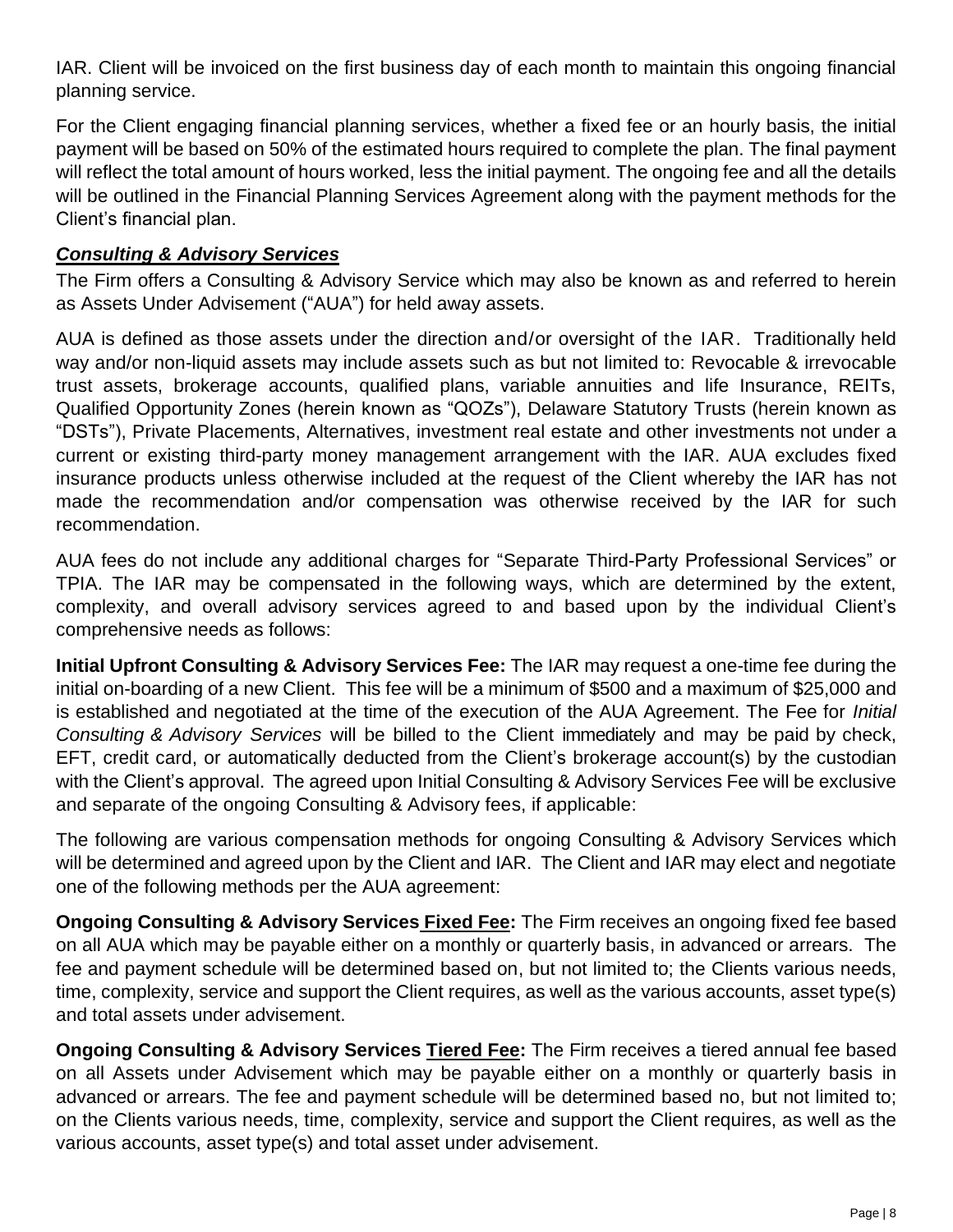IAR. Client will be invoiced on the first business day of each month to maintain this ongoing financial planning service.

For the Client engaging financial planning services, whether a fixed fee or an hourly basis, the initial payment will be based on 50% of the estimated hours required to complete the plan. The final payment will reflect the total amount of hours worked, less the initial payment. The ongoing fee and all the details will be outlined in the Financial Planning Services Agreement along with the payment methods for the Client's financial plan.

### ***Consulting & Advisory Services***

The Firm offers a Consulting & Advisory Service which may also be known as and referred to herein as Assets Under Advisement ("AUA") for held away assets.

AUA is defined as those assets under the direction and/or oversight of the IAR. Traditionally held way and/or non-liquid assets may include assets such as but not limited to: Revocable & irrevocable trust assets, brokerage accounts, qualified plans, variable annuities and life Insurance, REITs, Qualified Opportunity Zones (herein known as "QOZs"), Delaware Statutory Trusts (herein known as "DSTs"), Private Placements, Alternatives, investment real estate and other investments not under a current or existing third-party money management arrangement with the IAR. AUA excludes fixed insurance products unless otherwise included at the request of the Client whereby the IAR has not made the recommendation and/or compensation was otherwise received by the IAR for such recommendation.

AUA fees do not include any additional charges for "Separate Third-Party Professional Services" or TPIA. The IAR may be compensated in the following ways, which are determined by the extent, complexity, and overall advisory services agreed to and based upon by the individual Client's comprehensive needs as follows:

**Initial Upfront Consulting & Advisory Services Fee:** The IAR may request a one-time fee during the initial on-boarding of a new Client. This fee will be a minimum of $500 and a maximum of $25,000 and is established and negotiated at the time of the execution of the AUA Agreement. The Fee for *Initial Consulting & Advisory Services* will be billed to the Client immediately and may be paid by check, EFT, credit card, or automatically deducted from the Client's brokerage account(s) by the custodian with the Client's approval. The agreed upon Initial Consulting & Advisory Services Fee will be exclusive and separate of the ongoing Consulting & Advisory fees, if applicable:

The following are various compensation methods for ongoing Consulting & Advisory Services which will be determined and agreed upon by the Client and IAR. The Client and IAR may elect and negotiate one of the following methods per the AUA agreement:

**Ongoing Consulting & Advisory Services <u>Fixed Fee</u>:** The Firm receives an ongoing fixed fee based on all AUA which may be payable either on a monthly or quarterly basis, in advanced or arrears. The fee and payment schedule will be determined based on, but not limited to; the Clients various needs, time, complexity, service and support the Client requires, as well as the various accounts, asset type(s) and total assets under advisement.

**Ongoing Consulting & Advisory Services <u>Tiered Fee</u>:** The Firm receives a tiered annual fee based on all Assets under Advisement which may be payable either on a monthly or quarterly basis in advanced or arrears. The fee and payment schedule will be determined based no, but not limited to; on the Clients various needs, time, complexity, service and support the Client requires, as well as the various accounts, asset type(s) and total asset under advisement.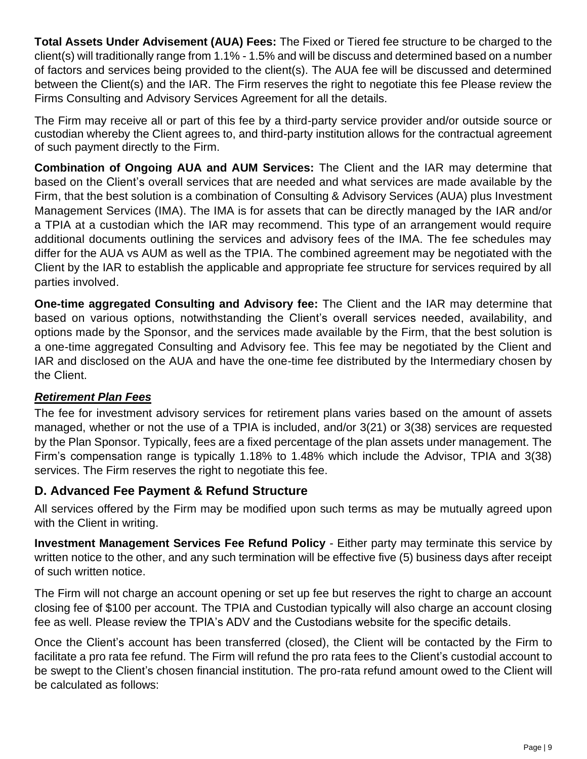**Total Assets Under Advisement (AUA) Fees:** The Fixed or Tiered fee structure to be charged to the client(s) will traditionally range from 1.1% - 1.5% and will be discuss and determined based on a number of factors and services being provided to the client(s). The AUA fee will be discussed and determined between the Client(s) and the IAR. The Firm reserves the right to negotiate this fee Please review the Firms Consulting and Advisory Services Agreement for all the details.

The Firm may receive all or part of this fee by a third-party service provider and/or outside source or custodian whereby the Client agrees to, and third-party institution allows for the contractual agreement of such payment directly to the Firm.

**Combination of Ongoing AUA and AUM Services:** The Client and the IAR may determine that based on the Client's overall services that are needed and what services are made available by the Firm, that the best solution is a combination of Consulting & Advisory Services (AUA) plus Investment Management Services (IMA). The IMA is for assets that can be directly managed by the IAR and/or a TPIA at a custodian which the IAR may recommend. This type of an arrangement would require additional documents outlining the services and advisory fees of the IMA. The fee schedules may differ for the AUA vs AUM as well as the TPIA. The combined agreement may be negotiated with the Client by the IAR to establish the applicable and appropriate fee structure for services required by all parties involved.

**One-time aggregated Consulting and Advisory fee:** The Client and the IAR may determine that based on various options, notwithstanding the Client's overall services needed, availability, and options made by the Sponsor, and the services made available by the Firm, that the best solution is a one-time aggregated Consulting and Advisory fee. This fee may be negotiated by the Client and IAR and disclosed on the AUA and have the one-time fee distributed by the Intermediary chosen by the Client.

***Retirement Plan Fees***

The fee for investment advisory services for retirement plans varies based on the amount of assets managed, whether or not the use of a TPIA is included, and/or 3(21) or 3(38) services are requested by the Plan Sponsor. Typically, fees are a fixed percentage of the plan assets under management. The Firm's compensation range is typically 1.18% to 1.48% which include the Advisor, TPIA and 3(38) services. The Firm reserves the right to negotiate this fee.

## D. Advanced Fee Payment & Refund Structure

All services offered by the Firm may be modified upon such terms as may be mutually agreed upon with the Client in writing.

**Investment Management Services Fee Refund Policy** - Either party may terminate this service by written notice to the other, and any such termination will be effective five (5) business days after receipt of such written notice.

The Firm will not charge an account opening or set up fee but reserves the right to charge an account closing fee of $100 per account. The TPIA and Custodian typically will also charge an account closing fee as well. Please review the TPIA's ADV and the Custodians website for the specific details.

Once the Client's account has been transferred (closed), the Client will be contacted by the Firm to facilitate a pro rata fee refund. The Firm will refund the pro rata fees to the Client's custodial account to be swept to the Client's chosen financial institution. The pro-rata refund amount owed to the Client will be calculated as follows: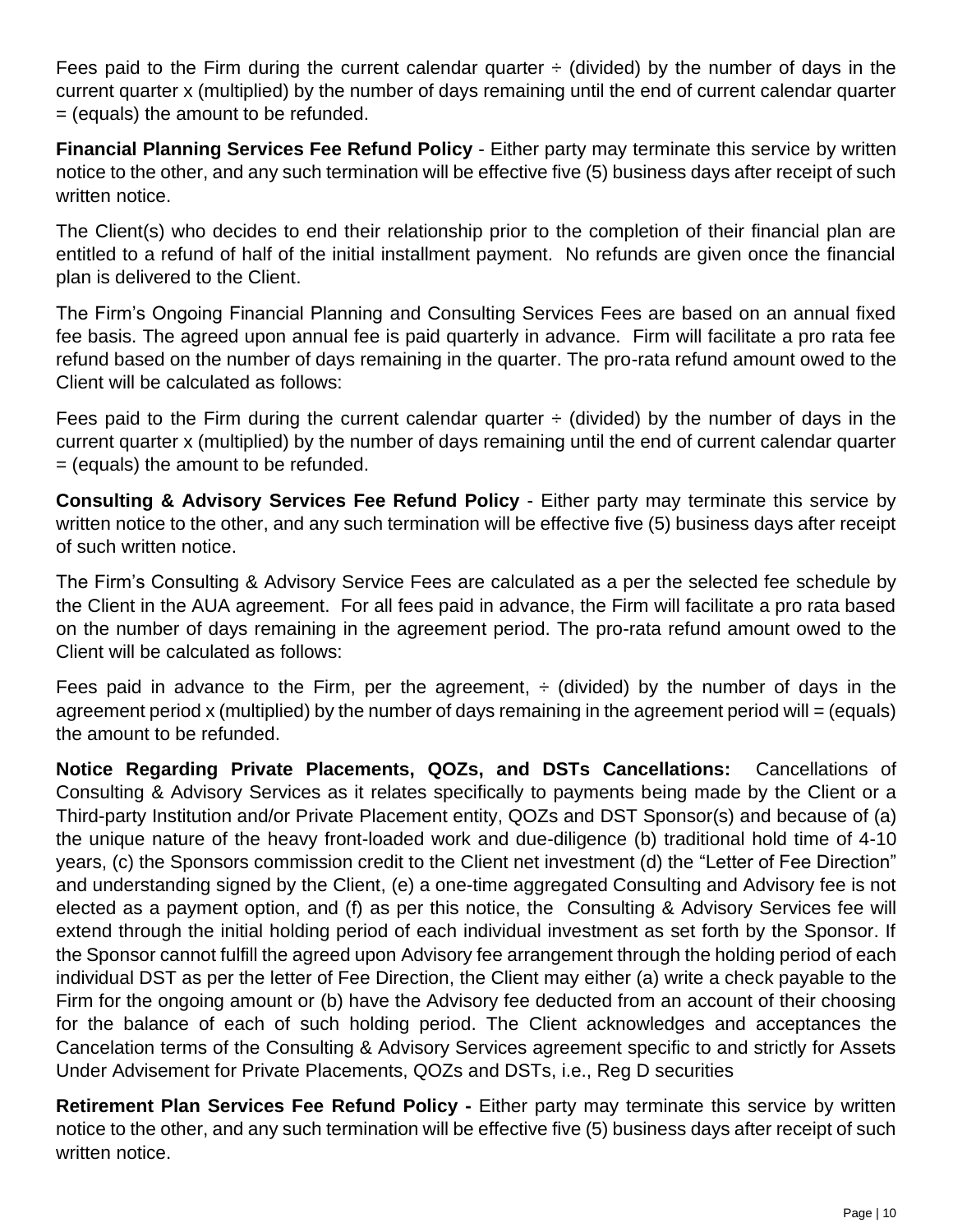Fees paid to the Firm during the current calendar quarter ÷ (divided) by the number of days in the current quarter x (multiplied) by the number of days remaining until the end of current calendar quarter = (equals) the amount to be refunded.

**Financial Planning Services Fee Refund Policy** - Either party may terminate this service by written notice to the other, and any such termination will be effective five (5) business days after receipt of such written notice.

The Client(s) who decides to end their relationship prior to the completion of their financial plan are entitled to a refund of half of the initial installment payment. No refunds are given once the financial plan is delivered to the Client.

The Firm's Ongoing Financial Planning and Consulting Services Fees are based on an annual fixed fee basis. The agreed upon annual fee is paid quarterly in advance. Firm will facilitate a pro rata fee refund based on the number of days remaining in the quarter. The pro-rata refund amount owed to the Client will be calculated as follows:

Fees paid to the Firm during the current calendar quarter ÷ (divided) by the number of days in the current quarter x (multiplied) by the number of days remaining until the end of current calendar quarter = (equals) the amount to be refunded.

**Consulting & Advisory Services Fee Refund Policy** - Either party may terminate this service by written notice to the other, and any such termination will be effective five (5) business days after receipt of such written notice.

The Firm's Consulting & Advisory Service Fees are calculated as a per the selected fee schedule by the Client in the AUA agreement. For all fees paid in advance, the Firm will facilitate a pro rata based on the number of days remaining in the agreement period. The pro-rata refund amount owed to the Client will be calculated as follows:

Fees paid in advance to the Firm, per the agreement, ÷ (divided) by the number of days in the agreement period x (multiplied) by the number of days remaining in the agreement period will = (equals) the amount to be refunded.

**Notice Regarding Private Placements, QOZs, and DSTs Cancellations:** Cancellations of Consulting & Advisory Services as it relates specifically to payments being made by the Client or a Third-party Institution and/or Private Placement entity, QOZs and DST Sponsor(s) and because of (a) the unique nature of the heavy front-loaded work and due-diligence (b) traditional hold time of 4-10 years, (c) the Sponsors commission credit to the Client net investment (d) the "Letter of Fee Direction" and understanding signed by the Client, (e) a one-time aggregated Consulting and Advisory fee is not elected as a payment option, and (f) as per this notice, the Consulting & Advisory Services fee will extend through the initial holding period of each individual investment as set forth by the Sponsor. If the Sponsor cannot fulfill the agreed upon Advisory fee arrangement through the holding period of each individual DST as per the letter of Fee Direction, the Client may either (a) write a check payable to the Firm for the ongoing amount or (b) have the Advisory fee deducted from an account of their choosing for the balance of each of such holding period. The Client acknowledges and acceptances the Cancelation terms of the Consulting & Advisory Services agreement specific to and strictly for Assets Under Advisement for Private Placements, QOZs and DSTs, i.e., Reg D securities

**Retirement Plan Services Fee Refund Policy -** Either party may terminate this service by written notice to the other, and any such termination will be effective five (5) business days after receipt of such written notice.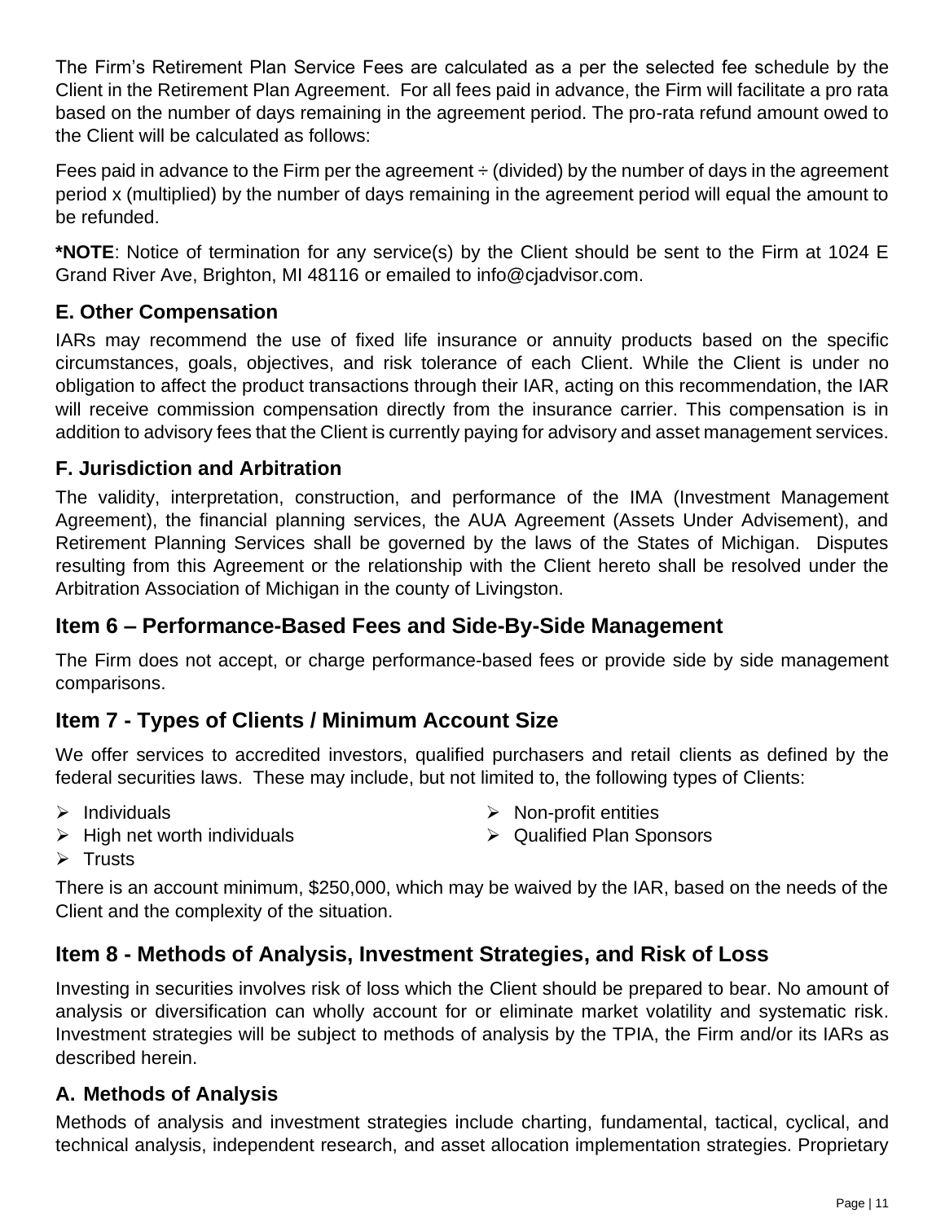The Firm's Retirement Plan Service Fees are calculated as a per the selected fee schedule by the Client in the Retirement Plan Agreement. For all fees paid in advance, the Firm will facilitate a pro rata based on the number of days remaining in the agreement period. The pro-rata refund amount owed to the Client will be calculated as follows:

Fees paid in advance to the Firm per the agreement ÷ (divided) by the number of days in the agreement period x (multiplied) by the number of days remaining in the agreement period will equal the amount to be refunded.

***NOTE**: Notice of termination for any service(s) by the Client should be sent to the Firm at 1024 E Grand River Ave, Brighton, MI 48116 or emailed to info@cjadvisor.com.

### E. Other Compensation

IARs may recommend the use of fixed life insurance or annuity products based on the specific circumstances, goals, objectives, and risk tolerance of each Client. While the Client is under no obligation to affect the product transactions through their IAR, acting on this recommendation, the IAR will receive commission compensation directly from the insurance carrier. This compensation is in addition to advisory fees that the Client is currently paying for advisory and asset management services.

### F. Jurisdiction and Arbitration

The validity, interpretation, construction, and performance of the IMA (Investment Management Agreement), the financial planning services, the AUA Agreement (Assets Under Advisement), and Retirement Planning Services shall be governed by the laws of the States of Michigan. Disputes resulting from this Agreement or the relationship with the Client hereto shall be resolved under the Arbitration Association of Michigan in the county of Livingston.

## Item 6 – Performance-Based Fees and Side-By-Side Management

The Firm does not accept, or charge performance-based fees or provide side by side management comparisons.

## Item 7 - Types of Clients / Minimum Account Size

We offer services to accredited investors, qualified purchasers and retail clients as defined by the federal securities laws. These may include, but not limited to, the following types of Clients:

- Individuals
- High net worth individuals
- Trusts
- Non-profit entities
- Qualified Plan Sponsors

There is an account minimum, $250,000, which may be waived by the IAR, based on the needs of the Client and the complexity of the situation.

## Item 8 - Methods of Analysis, Investment Strategies, and Risk of Loss

Investing in securities involves risk of loss which the Client should be prepared to bear. No amount of analysis or diversification can wholly account for or eliminate market volatility and systematic risk. Investment strategies will be subject to methods of analysis by the TPIA, the Firm and/or its IARs as described herein.

### A. Methods of Analysis

Methods of analysis and investment strategies include charting, fundamental, tactical, cyclical, and technical analysis, independent research, and asset allocation implementation strategies. Proprietary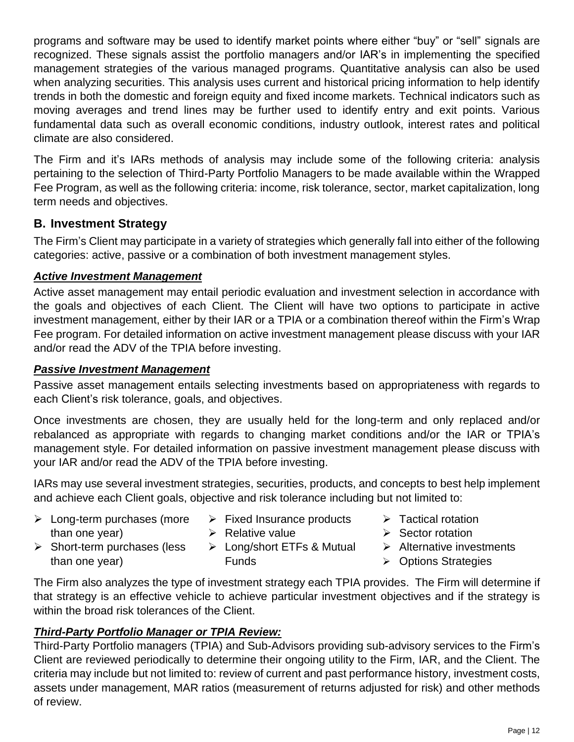programs and software may be used to identify market points where either "buy" or "sell" signals are recognized. These signals assist the portfolio managers and/or IAR's in implementing the specified management strategies of the various managed programs. Quantitative analysis can also be used when analyzing securities. This analysis uses current and historical pricing information to help identify trends in both the domestic and foreign equity and fixed income markets. Technical indicators such as moving averages and trend lines may be further used to identify entry and exit points. Various fundamental data such as overall economic conditions, industry outlook, interest rates and political climate are also considered.

The Firm and it's IARs methods of analysis may include some of the following criteria: analysis pertaining to the selection of Third-Party Portfolio Managers to be made available within the Wrapped Fee Program, as well as the following criteria: income, risk tolerance, sector, market capitalization, long term needs and objectives.

## B. Investment Strategy

The Firm's Client may participate in a variety of strategies which generally fall into either of the following categories: active, passive or a combination of both investment management styles.

### ***Active Investment Management***

Active asset management may entail periodic evaluation and investment selection in accordance with the goals and objectives of each Client. The Client will have two options to participate in active investment management, either by their IAR or a TPIA or a combination thereof within the Firm's Wrap Fee program. For detailed information on active investment management please discuss with your IAR and/or read the ADV of the TPIA before investing.

### ***Passive Investment Management***

Passive asset management entails selecting investments based on appropriateness with regards to each Client's risk tolerance, goals, and objectives.

Once investments are chosen, they are usually held for the long-term and only replaced and/or rebalanced as appropriate with regards to changing market conditions and/or the IAR or TPIA's management style. For detailed information on passive investment management please discuss with your IAR and/or read the ADV of the TPIA before investing.

IARs may use several investment strategies, securities, products, and concepts to best help implement and achieve each Client goals, objective and risk tolerance including but not limited to:

- Long-term purchases (more than one year)
- Short-term purchases (less than one year)
- Fixed Insurance products
- Relative value
- Long/short ETFs & Mutual Funds
- Tactical rotation
- Sector rotation
- Alternative investments
- Options Strategies

The Firm also analyzes the type of investment strategy each TPIA provides. The Firm will determine if that strategy is an effective vehicle to achieve particular investment objectives and if the strategy is within the broad risk tolerances of the Client.

### ***Third-Party Portfolio Manager or TPIA Review:***

Third-Party Portfolio managers (TPIA) and Sub-Advisors providing sub-advisory services to the Firm's Client are reviewed periodically to determine their ongoing utility to the Firm, IAR, and the Client. The criteria may include but not limited to: review of current and past performance history, investment costs, assets under management, MAR ratios (measurement of returns adjusted for risk) and other methods of review.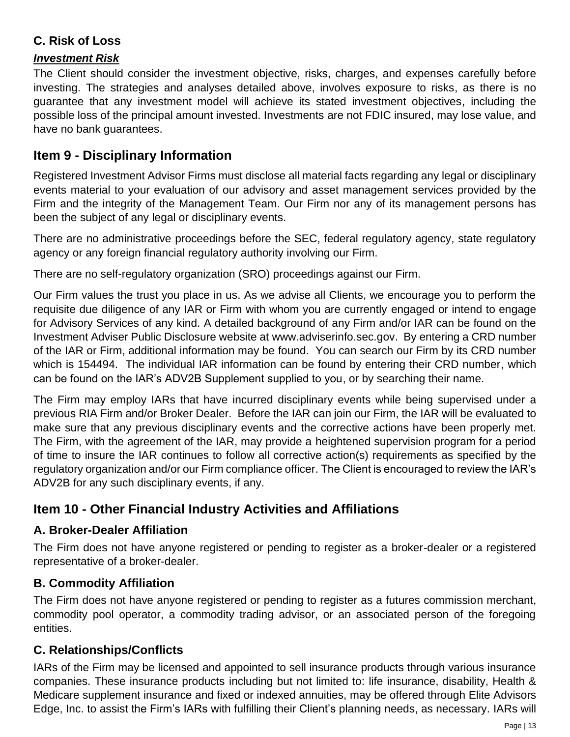### C. Risk of Loss

***Investment Risk***

The Client should consider the investment objective, risks, charges, and expenses carefully before investing. The strategies and analyses detailed above, involves exposure to risks, as there is no guarantee that any investment model will achieve its stated investment objectives, including the possible loss of the principal amount invested. Investments are not FDIC insured, may lose value, and have no bank guarantees.

## Item 9 - Disciplinary Information

Registered Investment Advisor Firms must disclose all material facts regarding any legal or disciplinary events material to your evaluation of our advisory and asset management services provided by the Firm and the integrity of the Management Team. Our Firm nor any of its management persons has been the subject of any legal or disciplinary events.

There are no administrative proceedings before the SEC, federal regulatory agency, state regulatory agency or any foreign financial regulatory authority involving our Firm.

There are no self-regulatory organization (SRO) proceedings against our Firm.

Our Firm values the trust you place in us. As we advise all Clients, we encourage you to perform the requisite due diligence of any IAR or Firm with whom you are currently engaged or intend to engage for Advisory Services of any kind. A detailed background of any Firm and/or IAR can be found on the Investment Adviser Public Disclosure website at www.adviserinfo.sec.gov. By entering a CRD number of the IAR or Firm, additional information may be found. You can search our Firm by its CRD number which is 154494. The individual IAR information can be found by entering their CRD number, which can be found on the IAR's ADV2B Supplement supplied to you, or by searching their name.

The Firm may employ IARs that have incurred disciplinary events while being supervised under a previous RIA Firm and/or Broker Dealer. Before the IAR can join our Firm, the IAR will be evaluated to make sure that any previous disciplinary events and the corrective actions have been properly met. The Firm, with the agreement of the IAR, may provide a heightened supervision program for a period of time to insure the IAR continues to follow all corrective action(s) requirements as specified by the regulatory organization and/or our Firm compliance officer. The Client is encouraged to review the IAR's ADV2B for any such disciplinary events, if any.

## Item 10 - Other Financial Industry Activities and Affiliations

### A. Broker-Dealer Affiliation

The Firm does not have anyone registered or pending to register as a broker-dealer or a registered representative of a broker-dealer.

### B. Commodity Affiliation

The Firm does not have anyone registered or pending to register as a futures commission merchant, commodity pool operator, a commodity trading advisor, or an associated person of the foregoing entities.

### C. Relationships/Conflicts

IARs of the Firm may be licensed and appointed to sell insurance products through various insurance companies. These insurance products including but not limited to: life insurance, disability, Health & Medicare supplement insurance and fixed or indexed annuities, may be offered through Elite Advisors Edge, Inc. to assist the Firm's IARs with fulfilling their Client's planning needs, as necessary. IARs will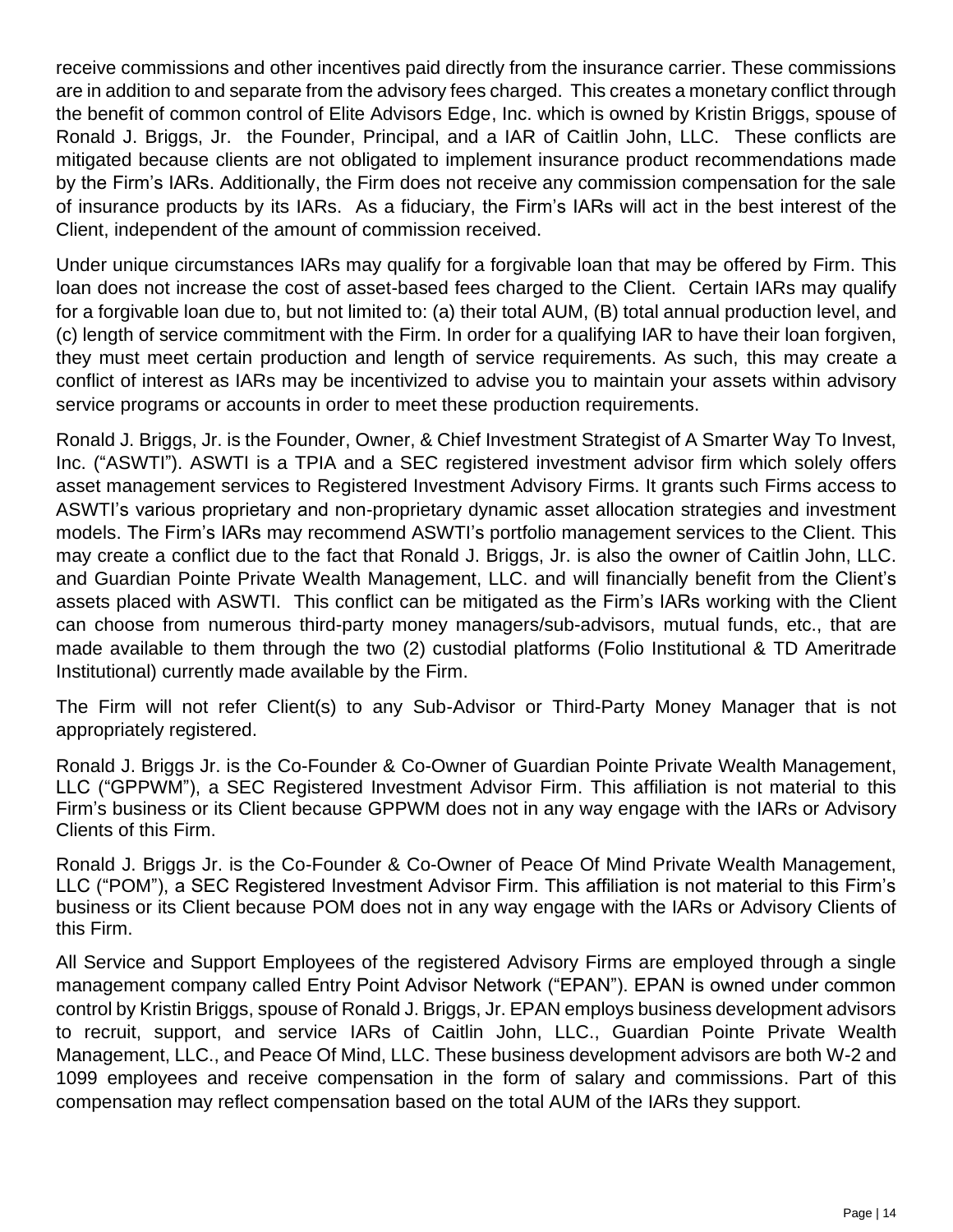receive commissions and other incentives paid directly from the insurance carrier. These commissions are in addition to and separate from the advisory fees charged. This creates a monetary conflict through the benefit of common control of Elite Advisors Edge, Inc. which is owned by Kristin Briggs, spouse of Ronald J. Briggs, Jr. the Founder, Principal, and a IAR of Caitlin John, LLC. These conflicts are mitigated because clients are not obligated to implement insurance product recommendations made by the Firm's IARs. Additionally, the Firm does not receive any commission compensation for the sale of insurance products by its IARs. As a fiduciary, the Firm's IARs will act in the best interest of the Client, independent of the amount of commission received.

Under unique circumstances IARs may qualify for a forgivable loan that may be offered by Firm. This loan does not increase the cost of asset-based fees charged to the Client. Certain IARs may qualify for a forgivable loan due to, but not limited to: (a) their total AUM, (B) total annual production level, and (c) length of service commitment with the Firm. In order for a qualifying IAR to have their loan forgiven, they must meet certain production and length of service requirements. As such, this may create a conflict of interest as IARs may be incentivized to advise you to maintain your assets within advisory service programs or accounts in order to meet these production requirements.

Ronald J. Briggs, Jr. is the Founder, Owner, & Chief Investment Strategist of A Smarter Way To Invest, Inc. ("ASWTI"). ASWTI is a TPIA and a SEC registered investment advisor firm which solely offers asset management services to Registered Investment Advisory Firms. It grants such Firms access to ASWTI's various proprietary and non-proprietary dynamic asset allocation strategies and investment models. The Firm's IARs may recommend ASWTI's portfolio management services to the Client. This may create a conflict due to the fact that Ronald J. Briggs, Jr. is also the owner of Caitlin John, LLC. and Guardian Pointe Private Wealth Management, LLC. and will financially benefit from the Client's assets placed with ASWTI. This conflict can be mitigated as the Firm's IARs working with the Client can choose from numerous third-party money managers/sub-advisors, mutual funds, etc., that are made available to them through the two (2) custodial platforms (Folio Institutional & TD Ameritrade Institutional) currently made available by the Firm.

The Firm will not refer Client(s) to any Sub-Advisor or Third-Party Money Manager that is not appropriately registered.

Ronald J. Briggs Jr. is the Co-Founder & Co-Owner of Guardian Pointe Private Wealth Management, LLC ("GPPWM"), a SEC Registered Investment Advisor Firm. This affiliation is not material to this Firm's business or its Client because GPPWM does not in any way engage with the IARs or Advisory Clients of this Firm.

Ronald J. Briggs Jr. is the Co-Founder & Co-Owner of Peace Of Mind Private Wealth Management, LLC ("POM"), a SEC Registered Investment Advisor Firm. This affiliation is not material to this Firm's business or its Client because POM does not in any way engage with the IARs or Advisory Clients of this Firm.

All Service and Support Employees of the registered Advisory Firms are employed through a single management company called Entry Point Advisor Network ("EPAN"). EPAN is owned under common control by Kristin Briggs, spouse of Ronald J. Briggs, Jr. EPAN employs business development advisors to recruit, support, and service IARs of Caitlin John, LLC., Guardian Pointe Private Wealth Management, LLC., and Peace Of Mind, LLC. These business development advisors are both W-2 and 1099 employees and receive compensation in the form of salary and commissions. Part of this compensation may reflect compensation based on the total AUM of the IARs they support.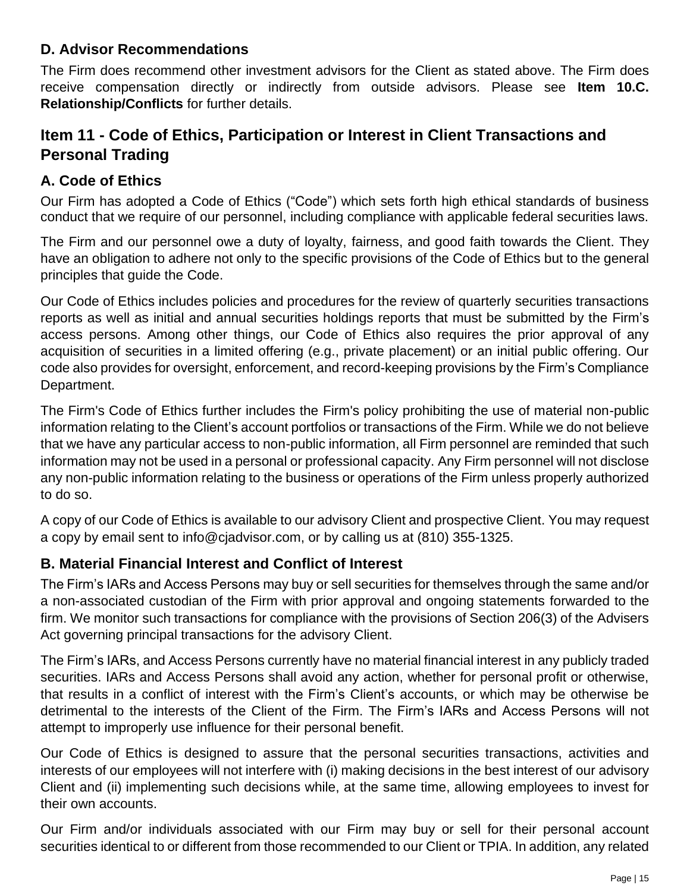### D. Advisor Recommendations

The Firm does recommend other investment advisors for the Client as stated above. The Firm does receive compensation directly or indirectly from outside advisors. Please see **Item 10.C. Relationship/Conflicts** for further details.

## Item 11 - Code of Ethics, Participation or Interest in Client Transactions and Personal Trading

### A. Code of Ethics

Our Firm has adopted a Code of Ethics ("Code") which sets forth high ethical standards of business conduct that we require of our personnel, including compliance with applicable federal securities laws.

The Firm and our personnel owe a duty of loyalty, fairness, and good faith towards the Client. They have an obligation to adhere not only to the specific provisions of the Code of Ethics but to the general principles that guide the Code.

Our Code of Ethics includes policies and procedures for the review of quarterly securities transactions reports as well as initial and annual securities holdings reports that must be submitted by the Firm's access persons. Among other things, our Code of Ethics also requires the prior approval of any acquisition of securities in a limited offering (e.g., private placement) or an initial public offering. Our code also provides for oversight, enforcement, and record-keeping provisions by the Firm's Compliance Department.

The Firm's Code of Ethics further includes the Firm's policy prohibiting the use of material non-public information relating to the Client's account portfolios or transactions of the Firm. While we do not believe that we have any particular access to non-public information, all Firm personnel are reminded that such information may not be used in a personal or professional capacity. Any Firm personnel will not disclose any non-public information relating to the business or operations of the Firm unless properly authorized to do so.

A copy of our Code of Ethics is available to our advisory Client and prospective Client. You may request a copy by email sent to info@cjadvisor.com, or by calling us at (810) 355-1325.

### B. Material Financial Interest and Conflict of Interest

The Firm's IARs and Access Persons may buy or sell securities for themselves through the same and/or a non-associated custodian of the Firm with prior approval and ongoing statements forwarded to the firm. We monitor such transactions for compliance with the provisions of Section 206(3) of the Advisers Act governing principal transactions for the advisory Client.

The Firm's IARs, and Access Persons currently have no material financial interest in any publicly traded securities. IARs and Access Persons shall avoid any action, whether for personal profit or otherwise, that results in a conflict of interest with the Firm's Client's accounts, or which may be otherwise be detrimental to the interests of the Client of the Firm. The Firm's IARs and Access Persons will not attempt to improperly use influence for their personal benefit.

Our Code of Ethics is designed to assure that the personal securities transactions, activities and interests of our employees will not interfere with (i) making decisions in the best interest of our advisory Client and (ii) implementing such decisions while, at the same time, allowing employees to invest for their own accounts.

Our Firm and/or individuals associated with our Firm may buy or sell for their personal account securities identical to or different from those recommended to our Client or TPIA. In addition, any related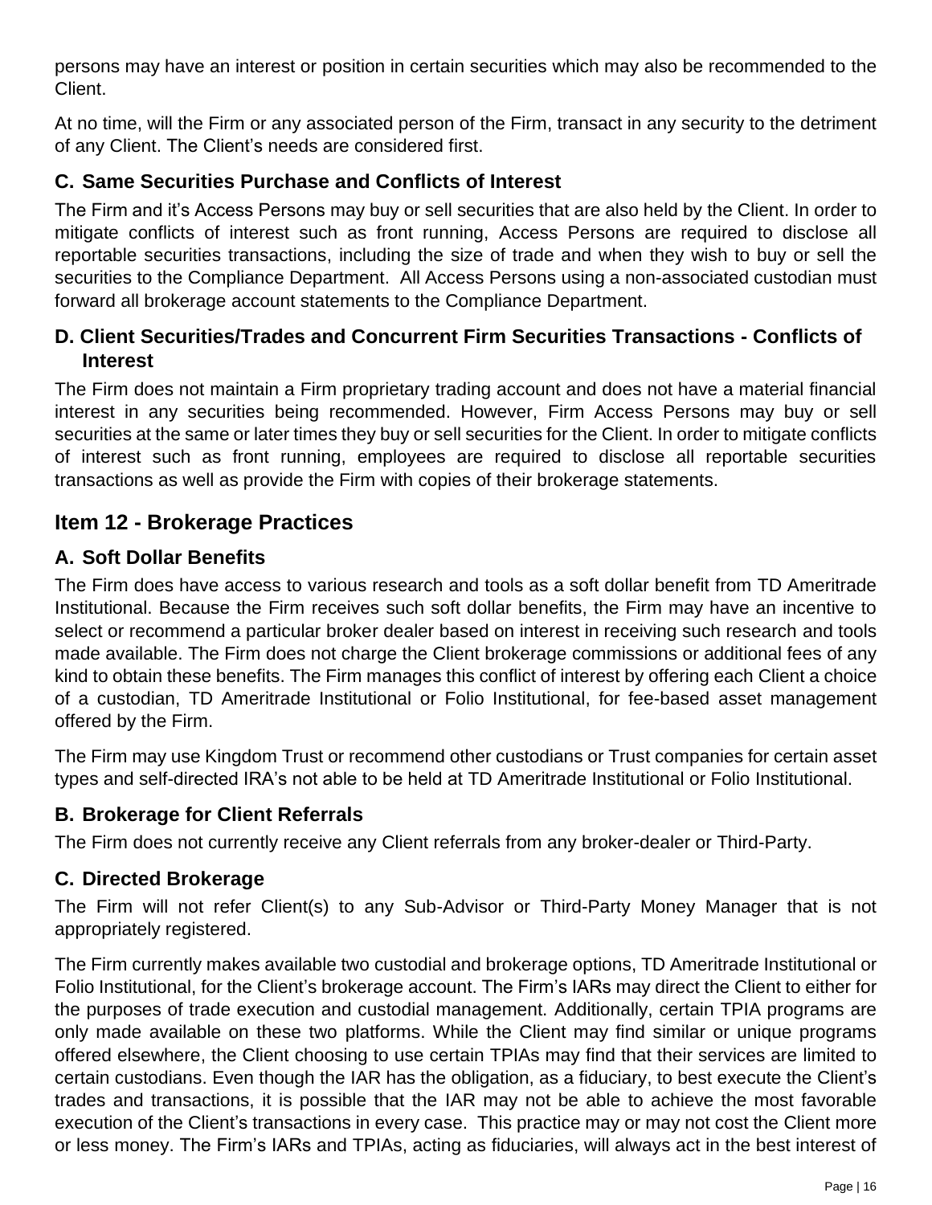persons may have an interest or position in certain securities which may also be recommended to the Client.

At no time, will the Firm or any associated person of the Firm, transact in any security to the detriment of any Client. The Client's needs are considered first.

### C. Same Securities Purchase and Conflicts of Interest

The Firm and it's Access Persons may buy or sell securities that are also held by the Client. In order to mitigate conflicts of interest such as front running, Access Persons are required to disclose all reportable securities transactions, including the size of trade and when they wish to buy or sell the securities to the Compliance Department. All Access Persons using a non-associated custodian must forward all brokerage account statements to the Compliance Department.

### D. Client Securities/Trades and Concurrent Firm Securities Transactions - Conflicts of Interest

The Firm does not maintain a Firm proprietary trading account and does not have a material financial interest in any securities being recommended. However, Firm Access Persons may buy or sell securities at the same or later times they buy or sell securities for the Client. In order to mitigate conflicts of interest such as front running, employees are required to disclose all reportable securities transactions as well as provide the Firm with copies of their brokerage statements.

## Item 12 - Brokerage Practices

### A. Soft Dollar Benefits

The Firm does have access to various research and tools as a soft dollar benefit from TD Ameritrade Institutional. Because the Firm receives such soft dollar benefits, the Firm may have an incentive to select or recommend a particular broker dealer based on interest in receiving such research and tools made available. The Firm does not charge the Client brokerage commissions or additional fees of any kind to obtain these benefits. The Firm manages this conflict of interest by offering each Client a choice of a custodian, TD Ameritrade Institutional or Folio Institutional, for fee-based asset management offered by the Firm.

The Firm may use Kingdom Trust or recommend other custodians or Trust companies for certain asset types and self-directed IRA's not able to be held at TD Ameritrade Institutional or Folio Institutional.

### B. Brokerage for Client Referrals

The Firm does not currently receive any Client referrals from any broker-dealer or Third-Party.

### C. Directed Brokerage

The Firm will not refer Client(s) to any Sub-Advisor or Third-Party Money Manager that is not appropriately registered.

The Firm currently makes available two custodial and brokerage options, TD Ameritrade Institutional or Folio Institutional, for the Client's brokerage account. The Firm's IARs may direct the Client to either for the purposes of trade execution and custodial management. Additionally, certain TPIA programs are only made available on these two platforms. While the Client may find similar or unique programs offered elsewhere, the Client choosing to use certain TPIAs may find that their services are limited to certain custodians. Even though the IAR has the obligation, as a fiduciary, to best execute the Client's trades and transactions, it is possible that the IAR may not be able to achieve the most favorable execution of the Client's transactions in every case. This practice may or may not cost the Client more or less money. The Firm's IARs and TPIAs, acting as fiduciaries, will always act in the best interest of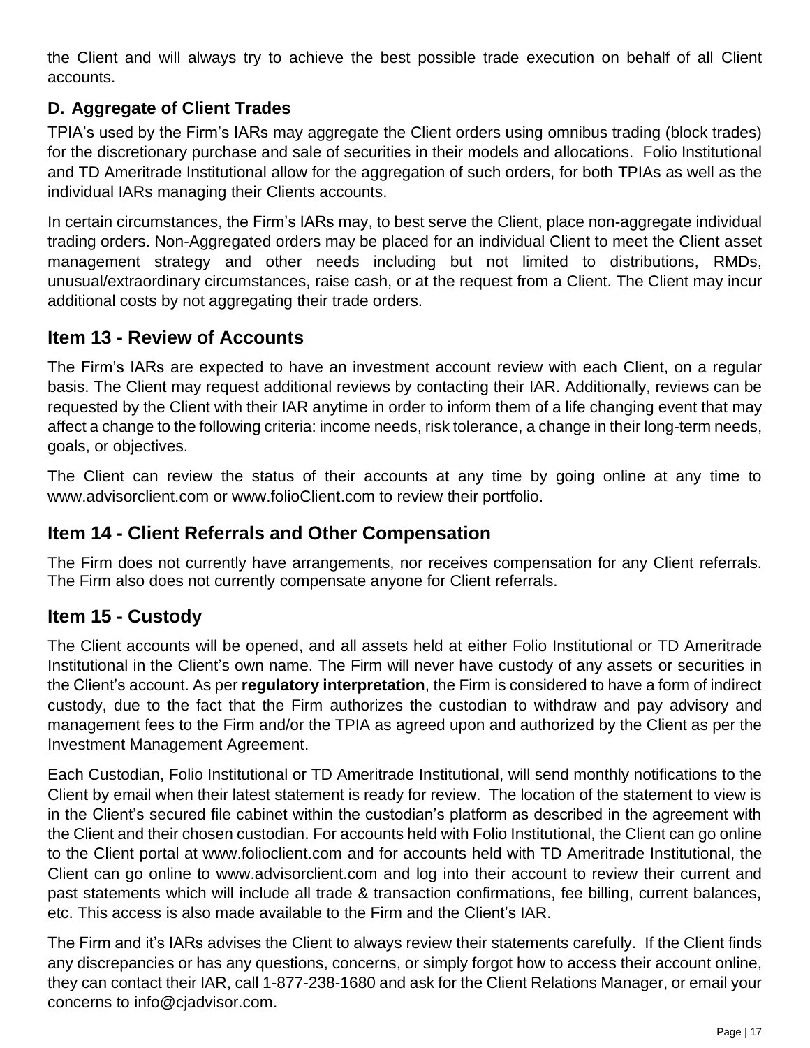the Client and will always try to achieve the best possible trade execution on behalf of all Client accounts.

### D. Aggregate of Client Trades

TPIA's used by the Firm's IARs may aggregate the Client orders using omnibus trading (block trades) for the discretionary purchase and sale of securities in their models and allocations. Folio Institutional and TD Ameritrade Institutional allow for the aggregation of such orders, for both TPIAs as well as the individual IARs managing their Clients accounts.

In certain circumstances, the Firm's IARs may, to best serve the Client, place non-aggregate individual trading orders. Non-Aggregated orders may be placed for an individual Client to meet the Client asset management strategy and other needs including but not limited to distributions, RMDs, unusual/extraordinary circumstances, raise cash, or at the request from a Client. The Client may incur additional costs by not aggregating their trade orders.

## Item 13 - Review of Accounts

The Firm's IARs are expected to have an investment account review with each Client, on a regular basis. The Client may request additional reviews by contacting their IAR. Additionally, reviews can be requested by the Client with their IAR anytime in order to inform them of a life changing event that may affect a change to the following criteria: income needs, risk tolerance, a change in their long-term needs, goals, or objectives.

The Client can review the status of their accounts at any time by going online at any time to www.advisorclient.com or www.folioClient.com to review their portfolio.

## Item 14 - Client Referrals and Other Compensation

The Firm does not currently have arrangements, nor receives compensation for any Client referrals. The Firm also does not currently compensate anyone for Client referrals.

## Item 15 - Custody

The Client accounts will be opened, and all assets held at either Folio Institutional or TD Ameritrade Institutional in the Client's own name. The Firm will never have custody of any assets or securities in the Client's account. As per **regulatory interpretation**, the Firm is considered to have a form of indirect custody, due to the fact that the Firm authorizes the custodian to withdraw and pay advisory and management fees to the Firm and/or the TPIA as agreed upon and authorized by the Client as per the Investment Management Agreement.

Each Custodian, Folio Institutional or TD Ameritrade Institutional, will send monthly notifications to the Client by email when their latest statement is ready for review. The location of the statement to view is in the Client's secured file cabinet within the custodian's platform as described in the agreement with the Client and their chosen custodian. For accounts held with Folio Institutional, the Client can go online to the Client portal at www.folioclient.com and for accounts held with TD Ameritrade Institutional, the Client can go online to www.advisorclient.com and log into their account to review their current and past statements which will include all trade & transaction confirmations, fee billing, current balances, etc. This access is also made available to the Firm and the Client's IAR.

The Firm and it's IARs advises the Client to always review their statements carefully. If the Client finds any discrepancies or has any questions, concerns, or simply forgot how to access their account online, they can contact their IAR, call 1-877-238-1680 and ask for the Client Relations Manager, or email your concerns to info@cjadvisor.com.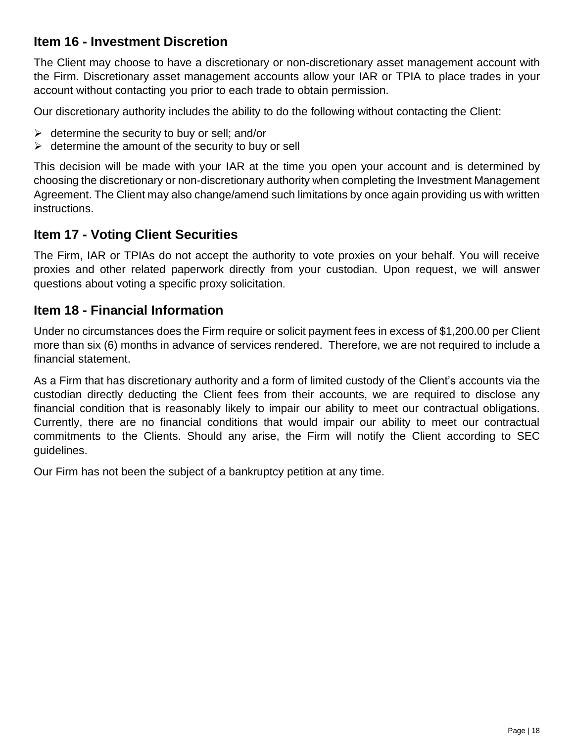## Item 16 - Investment Discretion

The Client may choose to have a discretionary or non-discretionary asset management account with the Firm. Discretionary asset management accounts allow your IAR or TPIA to place trades in your account without contacting you prior to each trade to obtain permission.

Our discretionary authority includes the ability to do the following without contacting the Client:

- determine the security to buy or sell; and/or
- determine the amount of the security to buy or sell

This decision will be made with your IAR at the time you open your account and is determined by choosing the discretionary or non-discretionary authority when completing the Investment Management Agreement. The Client may also change/amend such limitations by once again providing us with written instructions.

## Item 17 - Voting Client Securities

The Firm, IAR or TPIAs do not accept the authority to vote proxies on your behalf. You will receive proxies and other related paperwork directly from your custodian. Upon request, we will answer questions about voting a specific proxy solicitation.

## Item 18 - Financial Information

Under no circumstances does the Firm require or solicit payment fees in excess of $1,200.00 per Client more than six (6) months in advance of services rendered. Therefore, we are not required to include a financial statement.

As a Firm that has discretionary authority and a form of limited custody of the Client's accounts via the custodian directly deducting the Client fees from their accounts, we are required to disclose any financial condition that is reasonably likely to impair our ability to meet our contractual obligations. Currently, there are no financial conditions that would impair our ability to meet our contractual commitments to the Clients. Should any arise, the Firm will notify the Client according to SEC guidelines.

Our Firm has not been the subject of a bankruptcy petition at any time.